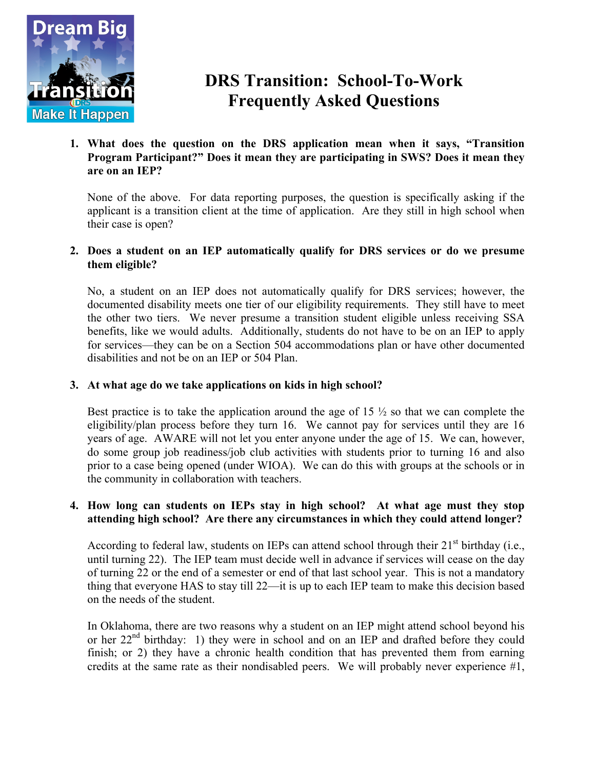# DRS Transition: School-To-Work Frequently Asked Questions

1. **What does the question on the DRS application mean when it says, "Transition Program Participant?" Does it mean they are participating in SWS? Does it mean they are on an IEP?**

   None of the above. For data reporting purposes, the question is specifically asking if the applicant is a transition client at the time of application. Are they still in high school when their case is open?

2. **Does a student on an IEP automatically qualify for DRS services or do we presume them eligible?**

   No, a student on an IEP does not automatically qualify for DRS services; however, the documented disability meets one tier of our eligibility requirements. They still have to meet the other two tiers. We never presume a transition student eligible unless receiving SSA benefits, like we would adults. Additionally, students do not have to be on an IEP to apply for services—they can be on a Section 504 accommodations plan or have other documented disabilities and not be on an IEP or 504 Plan.

3. **At what age do we take applications on kids in high school?**

   Best practice is to take the application around the age of 15 ½ so that we can complete the eligibility/plan process before they turn 16. We cannot pay for services until they are 16 years of age. AWARE will not let you enter anyone under the age of 15. We can, however, do some group job readiness/job club activities with students prior to turning 16 and also prior to a case being opened (under WIOA). We can do this with groups at the schools or in the community in collaboration with teachers.

4. **How long can students on IEPs stay in high school? At what age must they stop attending high school? Are there any circumstances in which they could attend longer?**

   According to federal law, students on IEPs can attend school through their 21st birthday (i.e., until turning 22). The IEP team must decide well in advance if services will cease on the day of turning 22 or the end of a semester or end of that last school year. This is not a mandatory thing that everyone HAS to stay till 22—it is up to each IEP team to make this decision based on the needs of the student.

   In Oklahoma, there are two reasons why a student on an IEP might attend school beyond his or her 22nd birthday: 1) they were in school and on an IEP and drafted before they could finish; or 2) they have a chronic health condition that has prevented them from earning credits at the same rate as their nondisabled peers. We will probably never experience #1,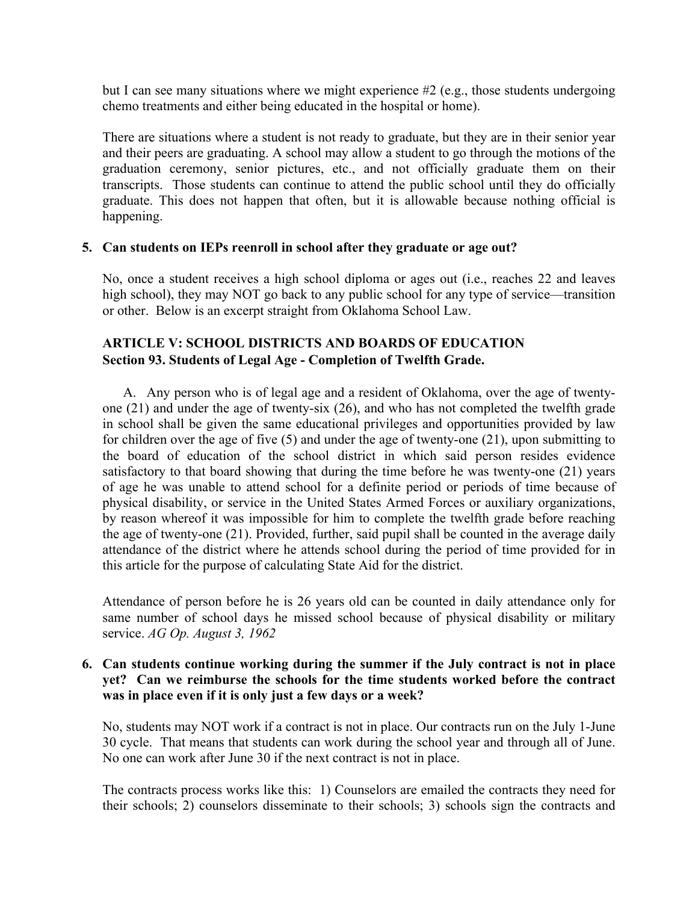but I can see many situations where we might experience #2 (e.g., those students undergoing chemo treatments and either being educated in the hospital or home).

There are situations where a student is not ready to graduate, but they are in their senior year and their peers are graduating. A school may allow a student to go through the motions of the graduation ceremony, senior pictures, etc., and not officially graduate them on their transcripts. Those students can continue to attend the public school until they do officially graduate. This does not happen that often, but it is allowable because nothing official is happening.

**5. Can students on IEPs reenroll in school after they graduate or age out?**

No, once a student receives a high school diploma or ages out (i.e., reaches 22 and leaves high school), they may NOT go back to any public school for any type of service—transition or other. Below is an excerpt straight from Oklahoma School Law.

**ARTICLE V: SCHOOL DISTRICTS AND BOARDS OF EDUCATION**
**Section 93. Students of Legal Age - Completion of Twelfth Grade.**

A. Any person who is of legal age and a resident of Oklahoma, over the age of twenty-one (21) and under the age of twenty-six (26), and who has not completed the twelfth grade in school shall be given the same educational privileges and opportunities provided by law for children over the age of five (5) and under the age of twenty-one (21), upon submitting to the board of education of the school district in which said person resides evidence satisfactory to that board showing that during the time before he was twenty-one (21) years of age he was unable to attend school for a definite period or periods of time because of physical disability, or service in the United States Armed Forces or auxiliary organizations, by reason whereof it was impossible for him to complete the twelfth grade before reaching the age of twenty-one (21). Provided, further, said pupil shall be counted in the average daily attendance of the district where he attends school during the period of time provided for in this article for the purpose of calculating State Aid for the district.

Attendance of person before he is 26 years old can be counted in daily attendance only for same number of school days he missed school because of physical disability or military service. *AG Op. August 3, 1962*

**6. Can students continue working during the summer if the July contract is not in place yet? Can we reimburse the schools for the time students worked before the contract was in place even if it is only just a few days or a week?**

No, students may NOT work if a contract is not in place. Our contracts run on the July 1-June 30 cycle. That means that students can work during the school year and through all of June. No one can work after June 30 if the next contract is not in place.

The contracts process works like this: 1) Counselors are emailed the contracts they need for their schools; 2) counselors disseminate to their schools; 3) schools sign the contracts and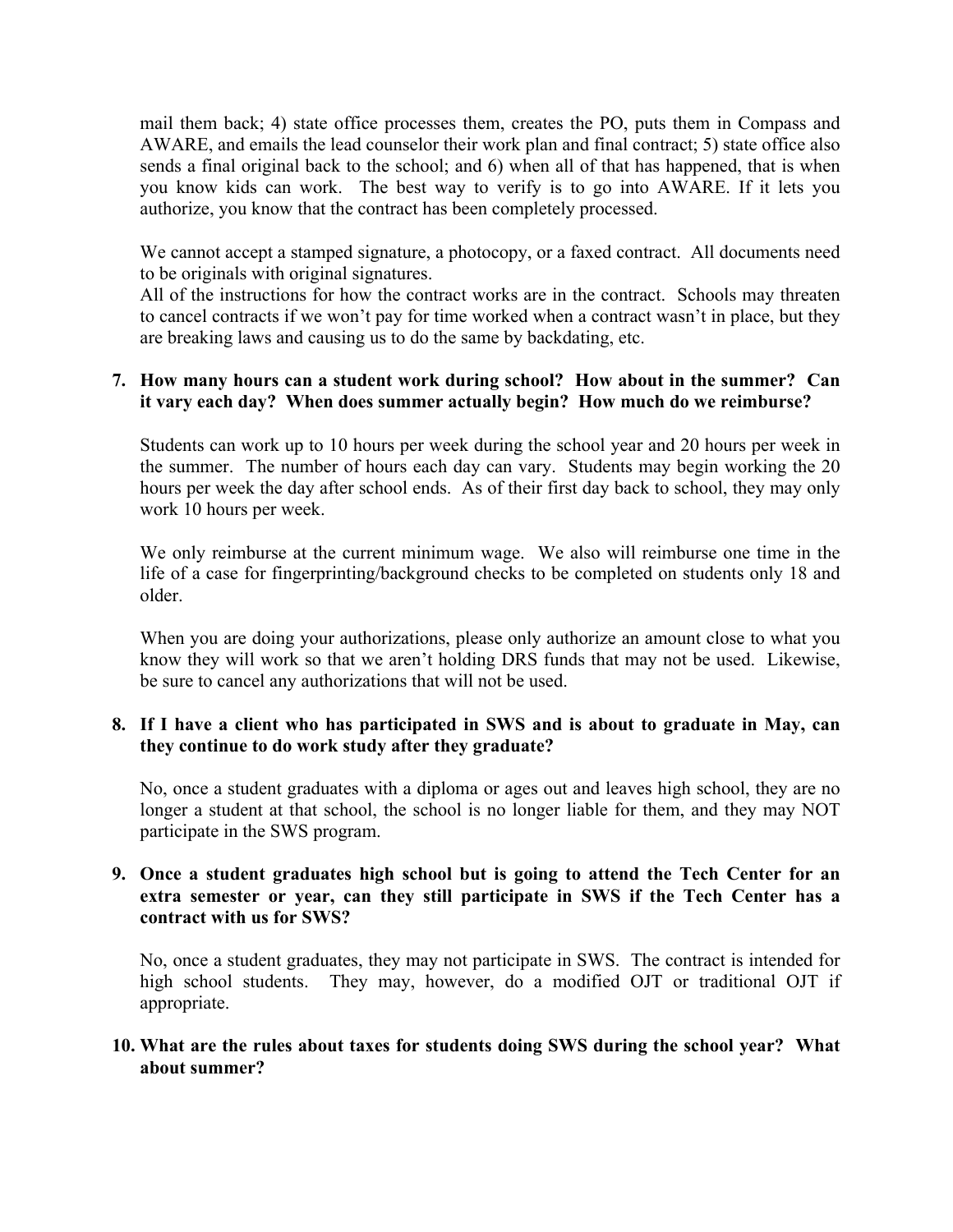mail them back; 4) state office processes them, creates the PO, puts them in Compass and AWARE, and emails the lead counselor their work plan and final contract; 5) state office also sends a final original back to the school; and 6) when all of that has happened, that is when you know kids can work. The best way to verify is to go into AWARE. If it lets you authorize, you know that the contract has been completely processed.

We cannot accept a stamped signature, a photocopy, or a faxed contract. All documents need to be originals with original signatures.

All of the instructions for how the contract works are in the contract. Schools may threaten to cancel contracts if we won't pay for time worked when a contract wasn't in place, but they are breaking laws and causing us to do the same by backdating, etc.

**7. How many hours can a student work during school? How about in the summer? Can it vary each day? When does summer actually begin? How much do we reimburse?**

Students can work up to 10 hours per week during the school year and 20 hours per week in the summer. The number of hours each day can vary. Students may begin working the 20 hours per week the day after school ends. As of their first day back to school, they may only work 10 hours per week.

We only reimburse at the current minimum wage. We also will reimburse one time in the life of a case for fingerprinting/background checks to be completed on students only 18 and older.

When you are doing your authorizations, please only authorize an amount close to what you know they will work so that we aren't holding DRS funds that may not be used. Likewise, be sure to cancel any authorizations that will not be used.

**8. If I have a client who has participated in SWS and is about to graduate in May, can they continue to do work study after they graduate?**

No, once a student graduates with a diploma or ages out and leaves high school, they are no longer a student at that school, the school is no longer liable for them, and they may NOT participate in the SWS program.

**9. Once a student graduates high school but is going to attend the Tech Center for an extra semester or year, can they still participate in SWS if the Tech Center has a contract with us for SWS?**

No, once a student graduates, they may not participate in SWS. The contract is intended for high school students. They may, however, do a modified OJT or traditional OJT if appropriate.

**10. What are the rules about taxes for students doing SWS during the school year? What about summer?**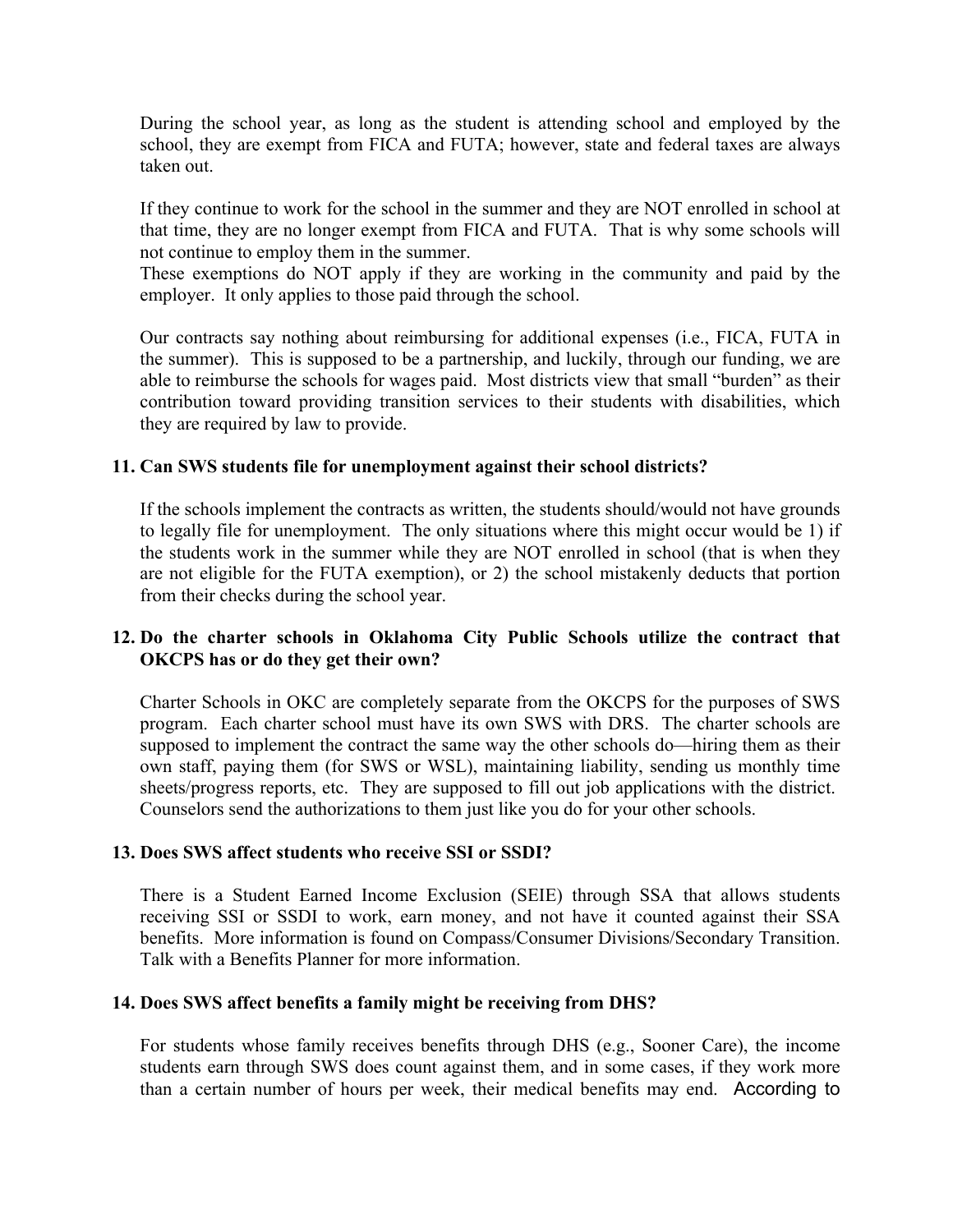During the school year, as long as the student is attending school and employed by the school, they are exempt from FICA and FUTA; however, state and federal taxes are always taken out.

If they continue to work for the school in the summer and they are NOT enrolled in school at that time, they are no longer exempt from FICA and FUTA. That is why some schools will not continue to employ them in the summer.
These exemptions do NOT apply if they are working in the community and paid by the employer. It only applies to those paid through the school.

Our contracts say nothing about reimbursing for additional expenses (i.e., FICA, FUTA in the summer). This is supposed to be a partnership, and luckily, through our funding, we are able to reimburse the schools for wages paid. Most districts view that small "burden" as their contribution toward providing transition services to their students with disabilities, which they are required by law to provide.

**11. Can SWS students file for unemployment against their school districts?**

If the schools implement the contracts as written, the students should/would not have grounds to legally file for unemployment. The only situations where this might occur would be 1) if the students work in the summer while they are NOT enrolled in school (that is when they are not eligible for the FUTA exemption), or 2) the school mistakenly deducts that portion from their checks during the school year.

**12. Do the charter schools in Oklahoma City Public Schools utilize the contract that OKCPS has or do they get their own?**

Charter Schools in OKC are completely separate from the OKCPS for the purposes of SWS program. Each charter school must have its own SWS with DRS. The charter schools are supposed to implement the contract the same way the other schools do—hiring them as their own staff, paying them (for SWS or WSL), maintaining liability, sending us monthly time sheets/progress reports, etc. They are supposed to fill out job applications with the district. Counselors send the authorizations to them just like you do for your other schools.

**13. Does SWS affect students who receive SSI or SSDI?**

There is a Student Earned Income Exclusion (SEIE) through SSA that allows students receiving SSI or SSDI to work, earn money, and not have it counted against their SSA benefits. More information is found on Compass/Consumer Divisions/Secondary Transition. Talk with a Benefits Planner for more information.

**14. Does SWS affect benefits a family might be receiving from DHS?**

For students whose family receives benefits through DHS (e.g., Sooner Care), the income students earn through SWS does count against them, and in some cases, if they work more than a certain number of hours per week, their medical benefits may end. According to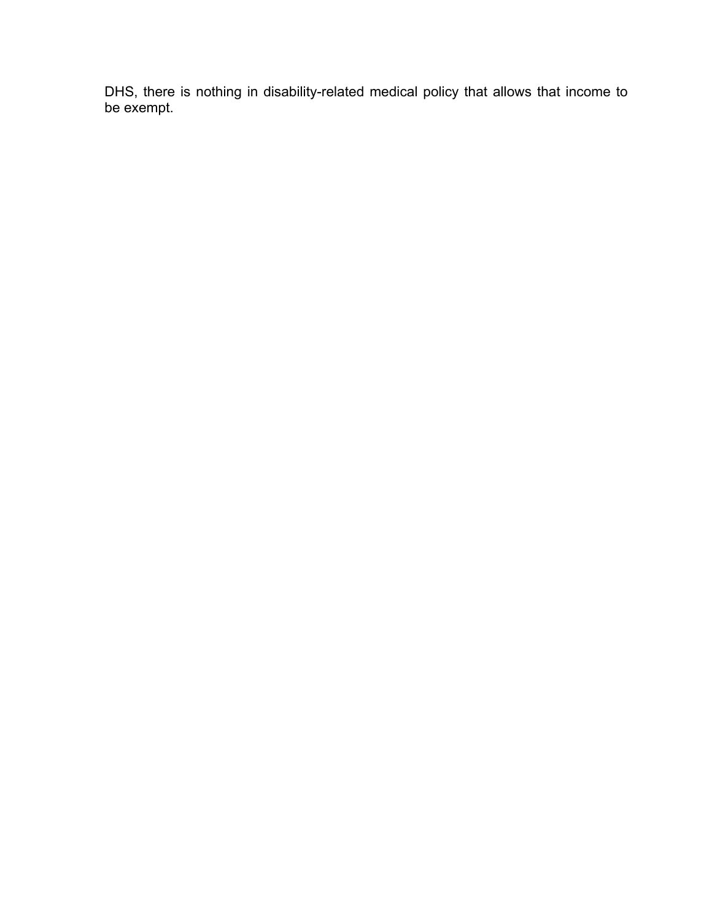DHS, there is nothing in disability-related medical policy that allows that income to be exempt.